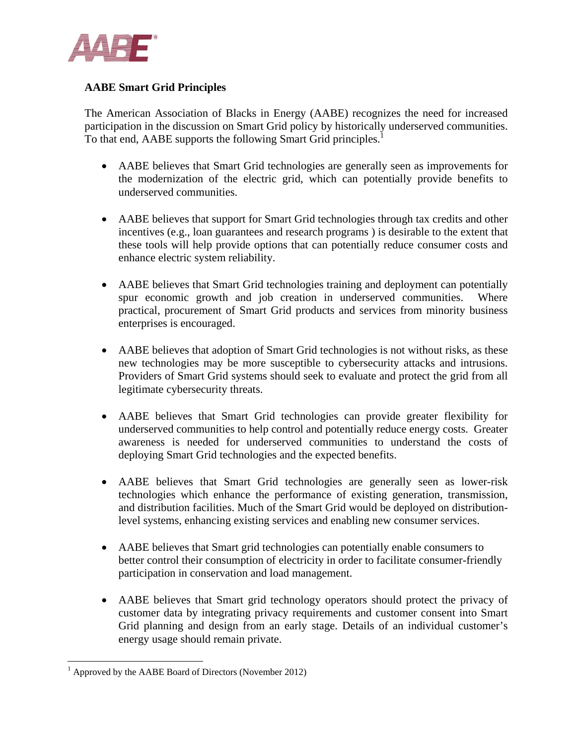## AABE Smart Grid Principles

The American Association of Blacks in Energy (AABE) recognizes the need for increased participation in the discussion on Smart Grid policy by historically underserved communities. To that end, AABE supports the following Smart Grid principles.[1]

- AABE believes that Smart Grid technologies are generally seen as improvements for the modernization of the electric grid, which can potentially provide benefits to underserved communities.

- AABE believes that support for Smart Grid technologies through tax credits and other incentives (e.g., loan guarantees and research programs ) is desirable to the extent that these tools will help provide options that can potentially reduce consumer costs and enhance electric system reliability.

- AABE believes that Smart Grid technologies training and deployment can potentially spur economic growth and job creation in underserved communities. Where practical, procurement of Smart Grid products and services from minority business enterprises is encouraged.

- AABE believes that adoption of Smart Grid technologies is not without risks, as these new technologies may be more susceptible to cybersecurity attacks and intrusions. Providers of Smart Grid systems should seek to evaluate and protect the grid from all legitimate cybersecurity threats.

- AABE believes that Smart Grid technologies can provide greater flexibility for underserved communities to help control and potentially reduce energy costs. Greater awareness is needed for underserved communities to understand the costs of deploying Smart Grid technologies and the expected benefits.

- AABE believes that Smart Grid technologies are generally seen as lower-risk technologies which enhance the performance of existing generation, transmission, and distribution facilities. Much of the Smart Grid would be deployed on distribution-level systems, enhancing existing services and enabling new consumer services.

- AABE believes that Smart grid technologies can potentially enable consumers to better control their consumption of electricity in order to facilitate consumer-friendly participation in conservation and load management.

- AABE believes that Smart grid technology operators should protect the privacy of customer data by integrating privacy requirements and customer consent into Smart Grid planning and design from an early stage. Details of an individual customer's energy usage should remain private.

---

[1] Approved by the AABE Board of Directors (November 2012)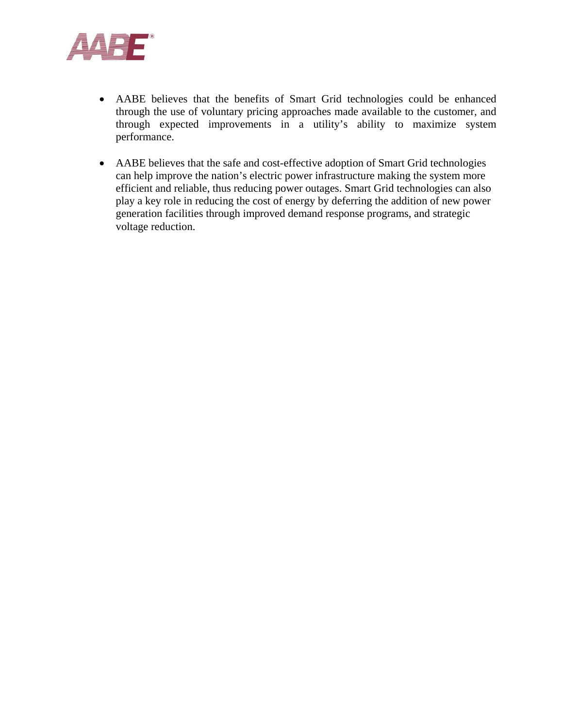- AABE believes that the benefits of Smart Grid technologies could be enhanced through the use of voluntary pricing approaches made available to the customer, and through expected improvements in a utility's ability to maximize system performance.

- AABE believes that the safe and cost-effective adoption of Smart Grid technologies can help improve the nation's electric power infrastructure making the system more efficient and reliable, thus reducing power outages. Smart Grid technologies can also play a key role in reducing the cost of energy by deferring the addition of new power generation facilities through improved demand response programs, and strategic voltage reduction.